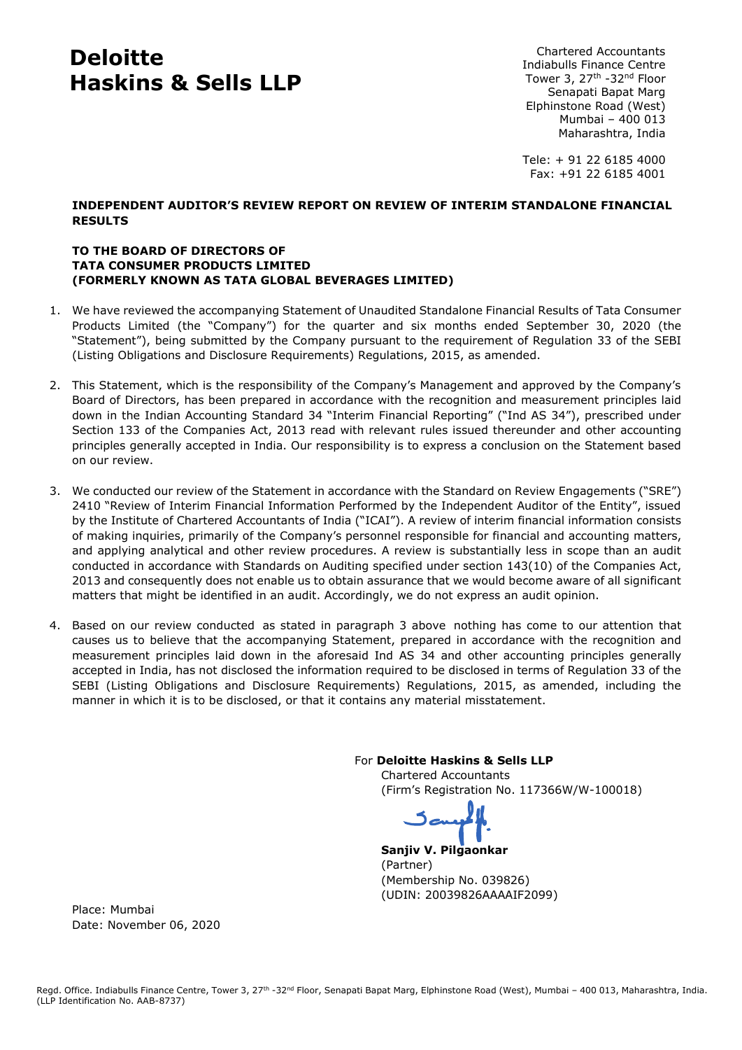# Deloitte Haskins & Sells LLP

Chartered Accountants
Indiabulls Finance Centre
Tower 3, 27th -32nd Floor
Senapati Bapat Marg
Elphinstone Road (West)
Mumbai – 400 013
Maharashtra, India

Tele: + 91 22 6185 4000
Fax: +91 22 6185 4001

**INDEPENDENT AUDITOR'S REVIEW REPORT ON REVIEW OF INTERIM STANDALONE FINANCIAL RESULTS**

**TO THE BOARD OF DIRECTORS OF**
**TATA CONSUMER PRODUCTS LIMITED**
**(FORMERLY KNOWN AS TATA GLOBAL BEVERAGES LIMITED)**

1. We have reviewed the accompanying Statement of Unaudited Standalone Financial Results of Tata Consumer Products Limited (the "Company") for the quarter and six months ended September 30, 2020 (the "Statement"), being submitted by the Company pursuant to the requirement of Regulation 33 of the SEBI (Listing Obligations and Disclosure Requirements) Regulations, 2015, as amended.

2. This Statement, which is the responsibility of the Company's Management and approved by the Company's Board of Directors, has been prepared in accordance with the recognition and measurement principles laid down in the Indian Accounting Standard 34 "Interim Financial Reporting" ("Ind AS 34"), prescribed under Section 133 of the Companies Act, 2013 read with relevant rules issued thereunder and other accounting principles generally accepted in India. Our responsibility is to express a conclusion on the Statement based on our review.

3. We conducted our review of the Statement in accordance with the Standard on Review Engagements ("SRE") 2410 "Review of Interim Financial Information Performed by the Independent Auditor of the Entity", issued by the Institute of Chartered Accountants of India ("ICAI"). A review of interim financial information consists of making inquiries, primarily of the Company's personnel responsible for financial and accounting matters, and applying analytical and other review procedures. A review is substantially less in scope than an audit conducted in accordance with Standards on Auditing specified under section 143(10) of the Companies Act, 2013 and consequently does not enable us to obtain assurance that we would become aware of all significant matters that might be identified in an audit. Accordingly, we do not express an audit opinion.

4. Based on our review conducted as stated in paragraph 3 above nothing has come to our attention that causes us to believe that the accompanying Statement, prepared in accordance with the recognition and measurement principles laid down in the aforesaid Ind AS 34 and other accounting principles generally accepted in India, has not disclosed the information required to be disclosed in terms of Regulation 33 of the SEBI (Listing Obligations and Disclosure Requirements) Regulations, 2015, as amended, including the manner in which it is to be disclosed, or that it contains any material misstatement.

For **Deloitte Haskins & Sells LLP**
Chartered Accountants
(Firm's Registration No. 117366W/W-100018)

**Sanjiv V. Pilgaonkar**
(Partner)
(Membership No. 039826)
(UDIN: 20039826AAAAIF2099)

Place: Mumbai
Date: November 06, 2020

Regd. Office. Indiabulls Finance Centre, Tower 3, 27th -32nd Floor, Senapati Bapat Marg, Elphinstone Road (West), Mumbai – 400 013, Maharashtra, India.
(LLP Identification No. AAB-8737)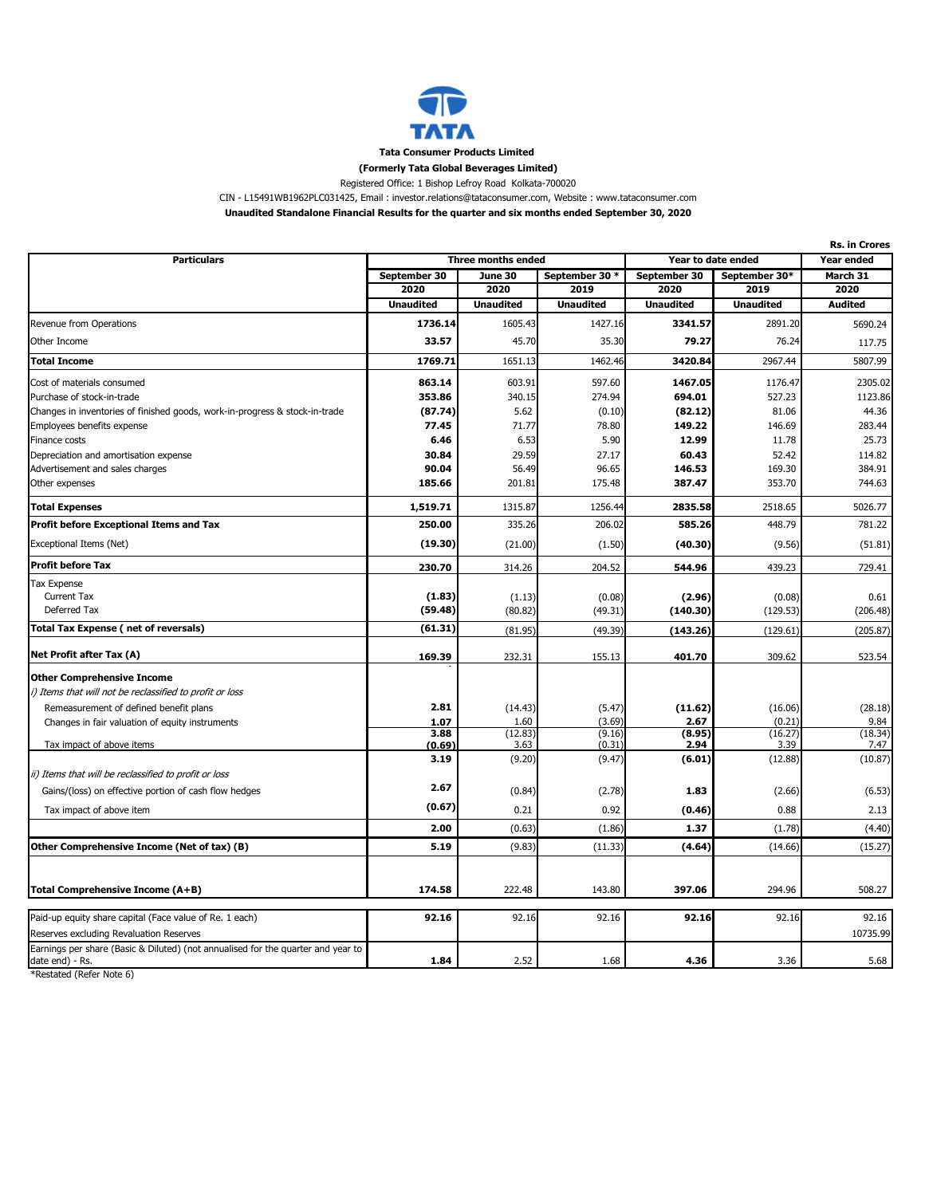**Tata Consumer Products Limited**

**(Formerly Tata Global Beverages Limited)**

Registered Office: 1 Bishop Lefroy Road Kolkata-700020

CIN - L15491WB1962PLC031425, Email : investor.relations@tataconsumer.com, Website : www.tataconsumer.com

**Unaudited Standalone Financial Results for the quarter and six months ended September 30, 2020**

**Rs. in Crores**

| Particulars | Three months ended | | | Year to date ended | | Year ended |
|---|---|---|---|---|---|---|
| | September 30 2020 | June 30 2020 | September 30 * 2019 | September 30 2020 | September 30* 2019 | March 31 2020 |
| | Unaudited | Unaudited | Unaudited | Unaudited | Unaudited | Audited |
| Revenue from Operations | **1736.14** | 1605.43 | 1427.16 | **3341.57** | 2891.20 | 5690.24 |
| Other Income | **33.57** | 45.70 | 35.30 | **79.27** | 76.24 | 117.75 |
| **Total Income** | **1769.71** | 1651.13 | 1462.46 | **3420.84** | 2967.44 | 5807.99 |
| Cost of materials consumed | **863.14** | 603.91 | 597.60 | **1467.05** | 1176.47 | 2305.02 |
| Purchase of stock-in-trade | **353.86** | 340.15 | 274.94 | **694.01** | 527.23 | 1123.86 |
| Changes in inventories of finished goods, work-in-progress & stock-in-trade | **(87.74)** | 5.62 | (0.10) | **(82.12)** | 81.06 | 44.36 |
| Employees benefits expense | **77.45** | 71.77 | 78.80 | **149.22** | 146.69 | 283.44 |
| Finance costs | **6.46** | 6.53 | 5.90 | **12.99** | 11.78 | 25.73 |
| Depreciation and amortisation expense | **30.84** | 29.59 | 27.17 | **60.43** | 52.42 | 114.82 |
| Advertisement and sales charges | **90.04** | 56.49 | 96.65 | **146.53** | 169.30 | 384.91 |
| Other expenses | **185.66** | 201.81 | 175.48 | **387.47** | 353.70 | 744.63 |
| **Total Expenses** | **1,519.71** | 1315.87 | 1256.44 | **2835.58** | 2518.65 | 5026.77 |
| **Profit before Exceptional Items and Tax** | **250.00** | 335.26 | 206.02 | **585.26** | 448.79 | 781.22 |
| Exceptional Items (Net) | **(19.30)** | (21.00) | (1.50) | **(40.30)** | (9.56) | (51.81) |
| **Profit before Tax** | **230.70** | 314.26 | 204.52 | **544.96** | 439.23 | 729.41 |
| Tax Expense | | | | | | |
| Current Tax | **(1.83)** | (1.13) | (0.08) | **(2.96)** | (0.08) | 0.61 |
| Deferred Tax | **(59.48)** | (80.82) | (49.31) | **(140.30)** | (129.53) | (206.48) |
| **Total Tax Expense ( net of reversals)** | **(61.31)** | (81.95) | (49.39) | **(143.26)** | (129.61) | (205.87) |
| **Net Profit after Tax (A)** | **169.39** | 232.31 | 155.13 | **401.70** | 309.62 | 523.54 |
| **Other Comprehensive Income** | | | | | | |
| *i) Items that will not be reclassified to profit or loss* | | | | | | |
| Remeasurement of defined benefit plans | **2.81** | (14.43) | (5.47) | **(11.62)** | (16.06) | (28.18) |
| Changes in fair valuation of equity instruments | **1.07** | 1.60 | (3.69) | **2.67** | (0.21) | 9.84 |
| | **3.88** | (12.83) | (9.16) | **(8.95)** | (16.27) | (18.34) |
| Tax impact of above items | **(0.69)** | 3.63 | (0.31) | **2.94** | 3.39 | 7.47 |
| | **3.19** | (9.20) | (9.47) | **(6.01)** | (12.88) | (10.87) |
| *ii) Items that will be reclassified to profit or loss* | | | | | | |
| Gains/(loss) on effective portion of cash flow hedges | **2.67** | (0.84) | (2.78) | **1.83** | (2.66) | (6.53) |
| Tax impact of above item | **(0.67)** | 0.21 | 0.92 | **(0.46)** | 0.88 | 2.13 |
| | **2.00** | (0.63) | (1.86) | **1.37** | (1.78) | (4.40) |
| **Other Comprehensive Income (Net of tax) (B)** | **5.19** | (9.83) | (11.33) | **(4.64)** | (14.66) | (15.27) |
| **Total Comprehensive Income (A+B)** | **174.58** | 222.48 | 143.80 | **397.06** | 294.96 | 508.27 |
| Paid-up equity share capital (Face value of Re. 1 each) | **92.16** | 92.16 | 92.16 | **92.16** | 92.16 | 92.16 |
| Reserves excluding Revaluation Reserves | | | | | | 10735.99 |
| Earnings per share (Basic & Diluted) (not annualised for the quarter and year to date end) - Rs. | **1.84** | 2.52 | 1.68 | **4.36** | 3.36 | 5.68 |

*Restated (Refer Note 6)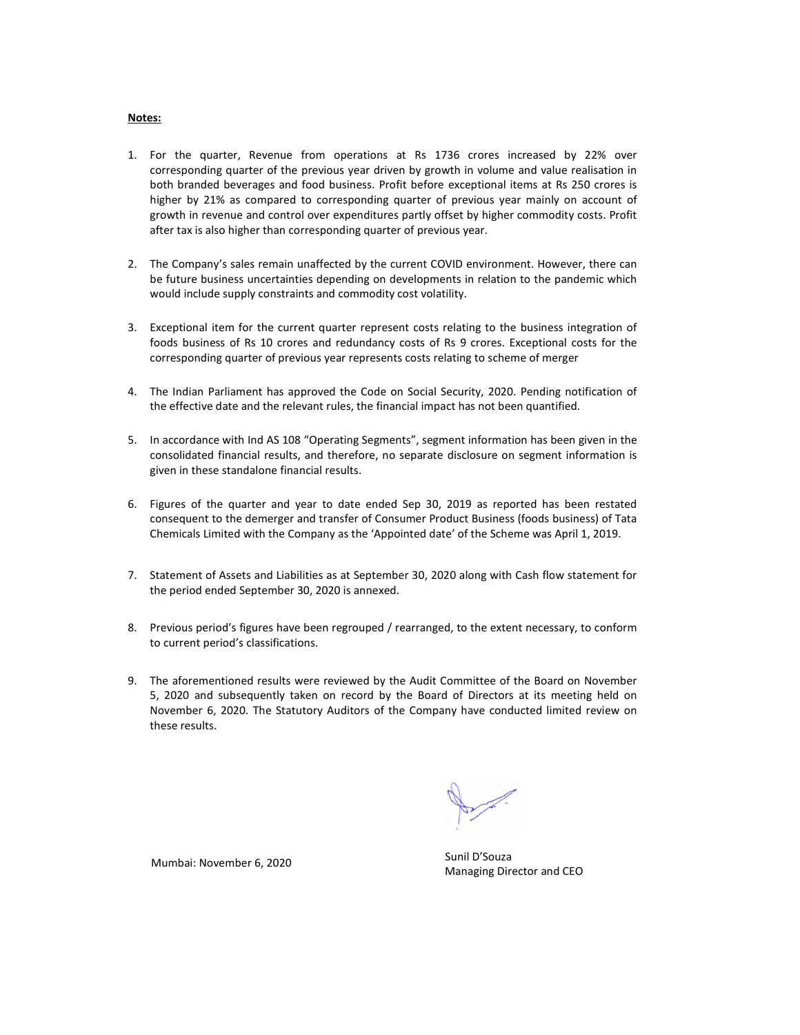**Notes:**

1. For the quarter, Revenue from operations at Rs 1736 crores increased by 22% over corresponding quarter of the previous year driven by growth in volume and value realisation in both branded beverages and food business. Profit before exceptional items at Rs 250 crores is higher by 21% as compared to corresponding quarter of previous year mainly on account of growth in revenue and control over expenditures partly offset by higher commodity costs. Profit after tax is also higher than corresponding quarter of previous year.

2. The Company's sales remain unaffected by the current COVID environment. However, there can be future business uncertainties depending on developments in relation to the pandemic which would include supply constraints and commodity cost volatility.

3. Exceptional item for the current quarter represent costs relating to the business integration of foods business of Rs 10 crores and redundancy costs of Rs 9 crores. Exceptional costs for the corresponding quarter of previous year represents costs relating to scheme of merger

4. The Indian Parliament has approved the Code on Social Security, 2020. Pending notification of the effective date and the relevant rules, the financial impact has not been quantified.

5. In accordance with Ind AS 108 "Operating Segments", segment information has been given in the consolidated financial results, and therefore, no separate disclosure on segment information is given in these standalone financial results.

6. Figures of the quarter and year to date ended Sep 30, 2019 as reported has been restated consequent to the demerger and transfer of Consumer Product Business (foods business) of Tata Chemicals Limited with the Company as the 'Appointed date' of the Scheme was April 1, 2019.

7. Statement of Assets and Liabilities as at September 30, 2020 along with Cash flow statement for the period ended September 30, 2020 is annexed.

8. Previous period's figures have been regrouped / rearranged, to the extent necessary, to conform to current period's classifications.

9. The aforementioned results were reviewed by the Audit Committee of the Board on November 5, 2020 and subsequently taken on record by the Board of Directors at its meeting held on November 6, 2020. The Statutory Auditors of the Company have conducted limited review on these results.

Mumbai: November 6, 2020

Sunil D'Souza
Managing Director and CEO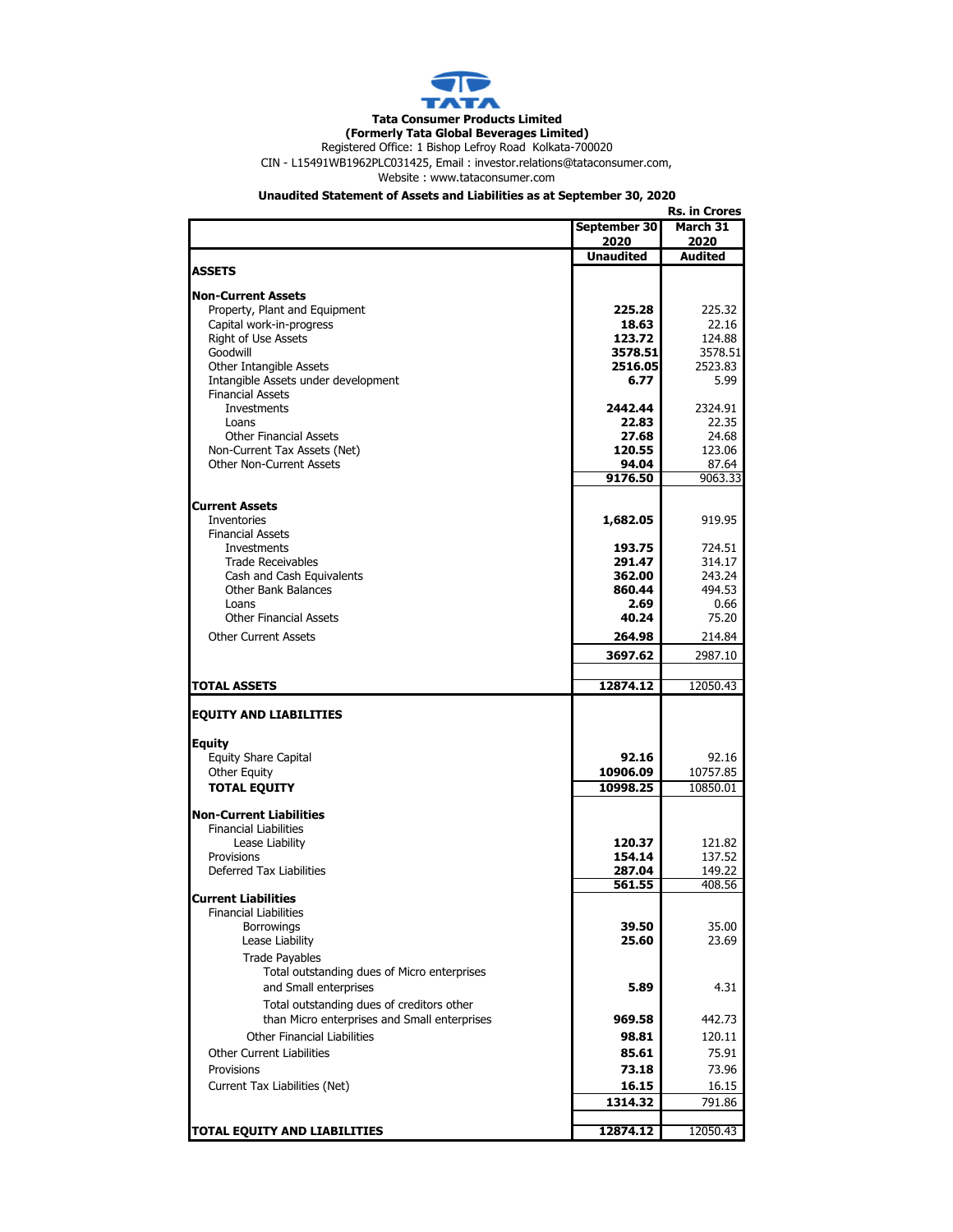**Tata Consumer Products Limited**
**(Formerly Tata Global Beverages Limited)**
Registered Office: 1 Bishop Lefroy Road Kolkata-700020
CIN - L15491WB1962PLC031425, Email : investor.relations@tataconsumer.com,
Website : www.tataconsumer.com

**Unaudited Statement of Assets and Liabilities as at September 30, 2020**

**Rs. in Crores**

| | September 30 2020 | March 31 2020 |
|---|---|---|
| | **Unaudited** | **Audited** |
| **ASSETS** | | |
| **Non-Current Assets** | | |
| Property, Plant and Equipment | **225.28** | 225.32 |
| Capital work-in-progress | **18.63** | 22.16 |
| Right of Use Assets | **123.72** | 124.88 |
| Goodwill | **3578.51** | 3578.51 |
| Other Intangible Assets | **2516.05** | 2523.83 |
| Intangible Assets under development | **6.77** | 5.99 |
| Financial Assets | | |
| Investments | **2442.44** | 2324.91 |
| Loans | **22.83** | 22.35 |
| Other Financial Assets | **27.68** | 24.68 |
| Non-Current Tax Assets (Net) | **120.55** | 123.06 |
| Other Non-Current Assets | **94.04** | 87.64 |
| | **9176.50** | 9063.33 |
| **Current Assets** | | |
| Inventories | **1,682.05** | 919.95 |
| Financial Assets | | |
| Investments | **193.75** | 724.51 |
| Trade Receivables | **291.47** | 314.17 |
| Cash and Cash Equivalents | **362.00** | 243.24 |
| Other Bank Balances | **860.44** | 494.53 |
| Loans | **2.69** | 0.66 |
| Other Financial Assets | **40.24** | 75.20 |
| Other Current Assets | **264.98** | 214.84 |
| | **3697.62** | 2987.10 |
| **TOTAL ASSETS** | **12874.12** | 12050.43 |
| **EQUITY AND LIABILITIES** | | |
| **Equity** | | |
| Equity Share Capital | **92.16** | 92.16 |
| Other Equity | **10906.09** | 10757.85 |
| **TOTAL EQUITY** | **10998.25** | 10850.01 |
| **Non-Current Liabilities** | | |
| Financial Liabilities | | |
| Lease Liability | **120.37** | 121.82 |
| Provisions | **154.14** | 137.52 |
| Deferred Tax Liabilities | **287.04** | 149.22 |
| | **561.55** | 408.56 |
| **Current Liabilities** | | |
| Financial Liabilities | | |
| Borrowings | **39.50** | 35.00 |
| Lease Liability | **25.60** | 23.69 |
| Trade Payables | | |
| Total outstanding dues of Micro enterprises and Small enterprises | **5.89** | 4.31 |
| Total outstanding dues of creditors other than Micro enterprises and Small enterprises | **969.58** | 442.73 |
| Other Financial Liabilities | **98.81** | 120.11 |
| Other Current Liabilities | **85.61** | 75.91 |
| Provisions | **73.18** | 73.96 |
| Current Tax Liabilities (Net) | **16.15** | 16.15 |
| | **1314.32** | 791.86 |
| **TOTAL EQUITY AND LIABILITIES** | **12874.12** | 12050.43 |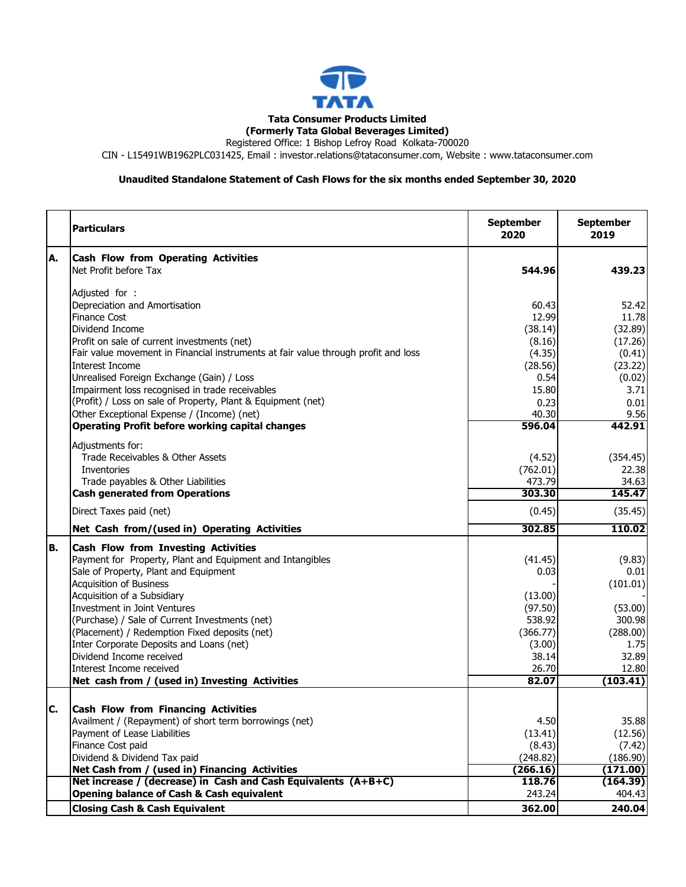**Tata Consumer Products Limited**
**(Formerly Tata Global Beverages Limited)**
Registered Office: 1 Bishop Lefroy Road Kolkata-700020
CIN - L15491WB1962PLC031425, Email : investor.relations@tataconsumer.com, Website : www.tataconsumer.com

**Unaudited Standalone Statement of Cash Flows for the six months ended September 30, 2020**

| | Particulars | September 2020 | September 2019 |
|---|---|---|---|
| **A.** | **Cash Flow from Operating Activities** | | |
| | Net Profit before Tax | **544.96** | **439.23** |
| | Adjusted for : | | |
| | Depreciation and Amortisation | 60.43 | 52.42 |
| | Finance Cost | 12.99 | 11.78 |
| | Dividend Income | (38.14) | (32.89) |
| | Profit on sale of current investments (net) | (8.16) | (17.26) |
| | Fair value movement in Financial instruments at fair value through profit and loss | (4.35) | (0.41) |
| | Interest Income | (28.56) | (23.22) |
| | Unrealised Foreign Exchange (Gain) / Loss | 0.54 | (0.02) |
| | Impairment loss recognised in trade receivables | 15.80 | 3.71 |
| | (Profit) / Loss on sale of Property, Plant & Equipment (net) | 0.23 | 0.01 |
| | Other Exceptional Expense / (Income) (net) | 40.30 | 9.56 |
| | **Operating Profit before working capital changes** | **596.04** | **442.91** |
| | Adjustments for: | | |
| | Trade Receivables & Other Assets | (4.52) | (354.45) |
| | Inventories | (762.01) | 22.38 |
| | Trade payables & Other Liabilities | 473.79 | 34.63 |
| | **Cash generated from Operations** | **303.30** | **145.47** |
| | Direct Taxes paid (net) | (0.45) | (35.45) |
| | **Net Cash from/(used in) Operating Activities** | **302.85** | **110.02** |
| **B.** | **Cash Flow from Investing Activities** | | |
| | Payment for Property, Plant and Equipment and Intangibles | (41.45) | (9.83) |
| | Sale of Property, Plant and Equipment | 0.03 | 0.01 |
| | Acquisition of Business | - | (101.01) |
| | Acquisition of a Subsidiary | (13.00) | - |
| | Investment in Joint Ventures | (97.50) | (53.00) |
| | (Purchase) / Sale of Current Investments (net) | 538.92 | 300.98 |
| | (Placement) / Redemption Fixed deposits (net) | (366.77) | (288.00) |
| | Inter Corporate Deposits and Loans (net) | (3.00) | 1.75 |
| | Dividend Income received | 38.14 | 32.89 |
| | Interest Income received | 26.70 | 12.80 |
| | **Net cash from / (used in) Investing Activities** | **82.07** | **(103.41)** |
| **C.** | **Cash Flow from Financing Activities** | | |
| | Availment / (Repayment) of short term borrowings (net) | 4.50 | 35.88 |
| | Payment of Lease Liabilities | (13.41) | (12.56) |
| | Finance Cost paid | (8.43) | (7.42) |
| | Dividend & Dividend Tax paid | (248.82) | (186.90) |
| | **Net Cash from / (used in) Financing Activities** | **(266.16)** | **(171.00)** |
| | **Net increase / (decrease) in Cash and Cash Equivalents (A+B+C)** | **118.76** | **(164.39)** |
| | **Opening balance of Cash & Cash equivalent** | 243.24 | 404.43 |
| | **Closing Cash & Cash Equivalent** | **362.00** | **240.04** |